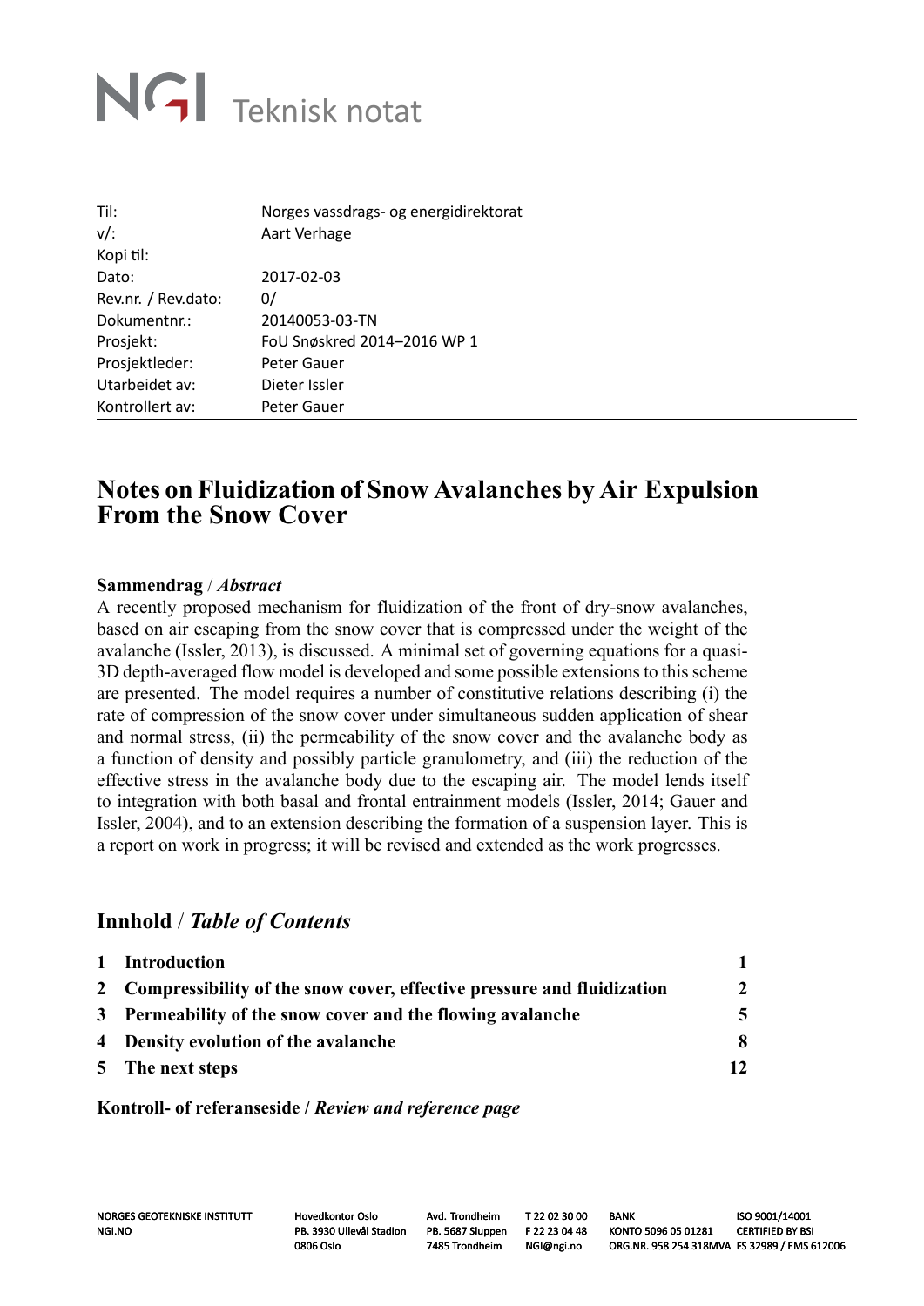NGI Teknisk notat

| | |
|---|---|
| Til: | Norges vassdrags- og energidirektorat |
| v/: | Aart Verhage |
| Kopi til: | |
| Dato: | 2017-02-03 |
| Rev.nr. / Rev.dato: | 0/ |
| Dokumentnr.: | 20140053-03-TN |
| Prosjekt: | FoU Snøskred 2014–2016 WP 1 |
| Prosjektleder: | Peter Gauer |
| Utarbeidet av: | Dieter Issler |
| Kontrollert av: | Peter Gauer |

# Notes on Fluidization of Snow Avalanches by Air Expulsion From the Snow Cover

**Sammendrag** / ***Abstract***

A recently proposed mechanism for fluidization of the front of dry-snow avalanches, based on air escaping from the snow cover that is compressed under the weight of the avalanche (Issler, 2013), is discussed. A minimal set of governing equations for a quasi-3D depth-averaged flow model is developed and some possible extensions to this scheme are presented. The model requires a number of constitutive relations describing (i) the rate of compression of the snow cover under simultaneous sudden application of shear and normal stress, (ii) the permeability of the snow cover and the avalanche body as a function of density and possibly particle granulometry, and (iii) the reduction of the effective stress in the avalanche body due to the escaping air. The model lends itself to integration with both basal and frontal entrainment models (Issler, 2014; Gauer and Issler, 2004), and to an extension describing the formation of a suspension layer. This is a report on work in progress; it will be revised and extended as the work progresses.

## Innhold / *Table of Contents*

| | | |
|---|---|---|
| 1 | Introduction | 1 |
| 2 | Compressibility of the snow cover, effective pressure and fluidization | 2 |
| 3 | Permeability of the snow cover and the flowing avalanche | 5 |
| 4 | Density evolution of the avalanche | 8 |
| 5 | The next steps | 12 |

**Kontroll- of referanseside** / ***Review and reference page***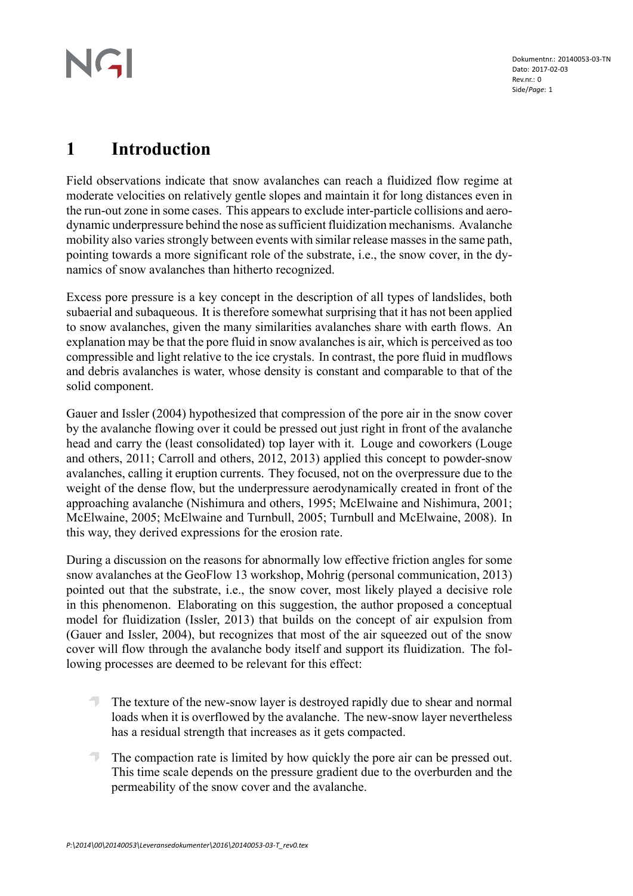# 1 Introduction

Field observations indicate that snow avalanches can reach a fluidized flow regime at moderate velocities on relatively gentle slopes and maintain it for long distances even in the run-out zone in some cases. This appears to exclude inter-particle collisions and aerodynamic underpressure behind the nose as sufficient fluidization mechanisms. Avalanche mobility also varies strongly between events with similar release masses in the same path, pointing towards a more significant role of the substrate, i.e., the snow cover, in the dynamics of snow avalanches than hitherto recognized.

Excess pore pressure is a key concept in the description of all types of landslides, both subaerial and subaqueous. It is therefore somewhat surprising that it has not been applied to snow avalanches, given the many similarities avalanches share with earth flows. An explanation may be that the pore fluid in snow avalanches is air, which is perceived as too compressible and light relative to the ice crystals. In contrast, the pore fluid in mudflows and debris avalanches is water, whose density is constant and comparable to that of the solid component.

Gauer and Issler (2004) hypothesized that compression of the pore air in the snow cover by the avalanche flowing over it could be pressed out just right in front of the avalanche head and carry the (least consolidated) top layer with it. Louge and coworkers (Louge and others, 2011; Carroll and others, 2012, 2013) applied this concept to powder-snow avalanches, calling it eruption currents. They focused, not on the overpressure due to the weight of the dense flow, but the underpressure aerodynamically created in front of the approaching avalanche (Nishimura and others, 1995; McElwaine and Nishimura, 2001; McElwaine, 2005; McElwaine and Turnbull, 2005; Turnbull and McElwaine, 2008). In this way, they derived expressions for the erosion rate.

During a discussion on the reasons for abnormally low effective friction angles for some snow avalanches at the GeoFlow 13 workshop, Mohrig (personal communication, 2013) pointed out that the substrate, i.e., the snow cover, most likely played a decisive role in this phenomenon. Elaborating on this suggestion, the author proposed a conceptual model for fluidization (Issler, 2013) that builds on the concept of air expulsion from (Gauer and Issler, 2004), but recognizes that most of the air squeezed out of the snow cover will flow through the avalanche body itself and support its fluidization. The following processes are deemed to be relevant for this effect:

- The texture of the new-snow layer is destroyed rapidly due to shear and normal loads when it is overflowed by the avalanche. The new-snow layer nevertheless has a residual strength that increases as it gets compacted.
- The compaction rate is limited by how quickly the pore air can be pressed out. This time scale depends on the pressure gradient due to the overburden and the permeability of the snow cover and the avalanche.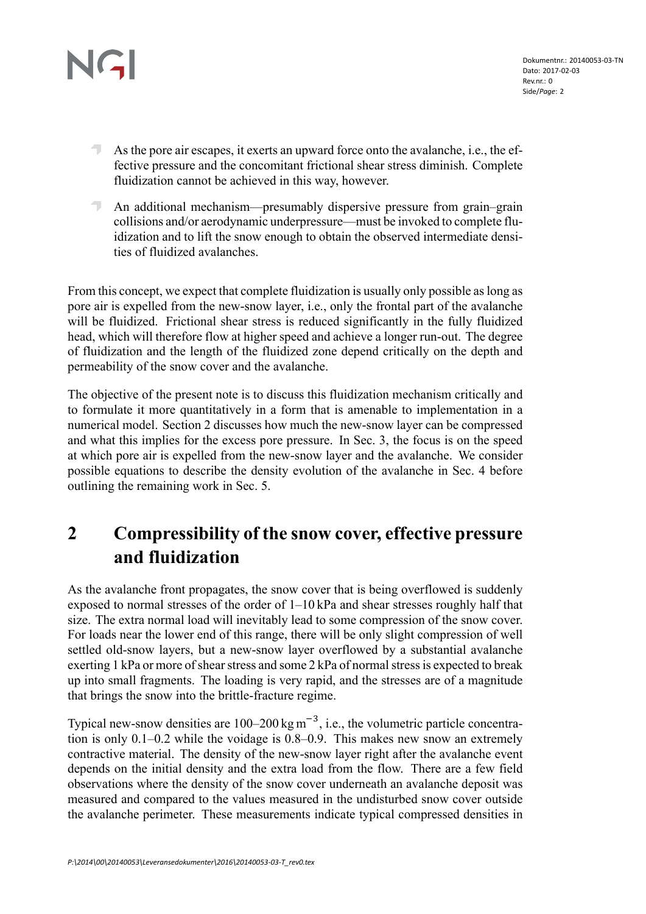- As the pore air escapes, it exerts an upward force onto the avalanche, i.e., the effective pressure and the concomitant frictional shear stress diminish. Complete fluidization cannot be achieved in this way, however.
- An additional mechanism—presumably dispersive pressure from grain–grain collisions and/or aerodynamic underpressure—must be invoked to complete fluidization and to lift the snow enough to obtain the observed intermediate densities of fluidized avalanches.

From this concept, we expect that complete fluidization is usually only possible as long as pore air is expelled from the new-snow layer, i.e., only the frontal part of the avalanche will be fluidized. Frictional shear stress is reduced significantly in the fully fluidized head, which will therefore flow at higher speed and achieve a longer run-out. The degree of fluidization and the length of the fluidized zone depend critically on the depth and permeability of the snow cover and the avalanche.

The objective of the present note is to discuss this fluidization mechanism critically and to formulate it more quantitatively in a form that is amenable to implementation in a numerical model. Section 2 discusses how much the new-snow layer can be compressed and what this implies for the excess pore pressure. In Sec. 3, the focus is on the speed at which pore air is expelled from the new-snow layer and the avalanche. We consider possible equations to describe the density evolution of the avalanche in Sec. 4 before outlining the remaining work in Sec. 5.

# 2 Compressibility of the snow cover, effective pressure and fluidization

As the avalanche front propagates, the snow cover that is being overflowed is suddenly exposed to normal stresses of the order of 1–10 kPa and shear stresses roughly half that size. The extra normal load will inevitably lead to some compression of the snow cover. For loads near the lower end of this range, there will be only slight compression of well settled old-snow layers, but a new-snow layer overflowed by a substantial avalanche exerting 1 kPa or more of shear stress and some 2 kPa of normal stress is expected to break up into small fragments. The loading is very rapid, and the stresses are of a magnitude that brings the snow into the brittle-fracture regime.

Typical new-snow densities are 100–200 $\mathrm{kg\,m^{-3}}$, i.e., the volumetric particle concentration is only 0.1–0.2 while the voidage is 0.8–0.9. This makes new snow an extremely contractive material. The density of the new-snow layer right after the avalanche event depends on the initial density and the extra load from the flow. There are a few field observations where the density of the snow cover underneath an avalanche deposit was measured and compared to the values measured in the undisturbed snow cover outside the avalanche perimeter. These measurements indicate typical compressed densities in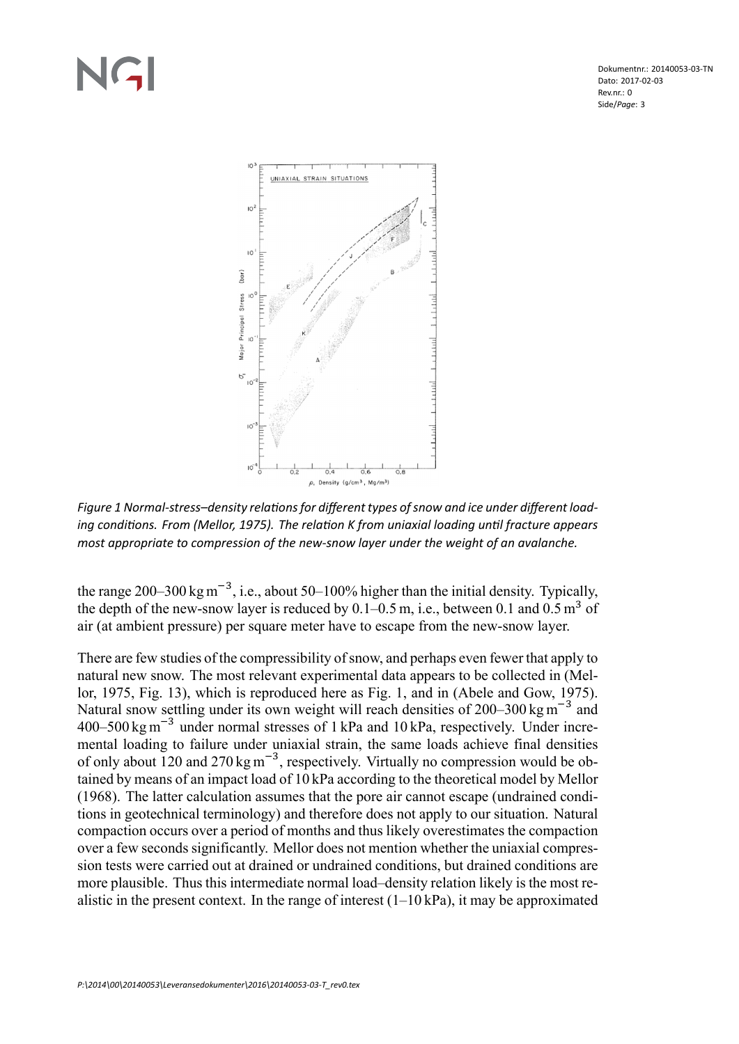*Figure 1 Normal-stress–density relations for different types of snow and ice under different loading conditions. From (Mellor, 1975). The relation K from uniaxial loading until fracture appears most appropriate to compression of the new-snow layer under the weight of an avalanche.*

the range 200–300 kg m$^{-3}$, i.e., about 50–100% higher than the initial density. Typically, the depth of the new-snow layer is reduced by 0.1–0.5 m, i.e., between 0.1 and 0.5 m$^3$ of air (at ambient pressure) per square meter have to escape from the new-snow layer.

There are few studies of the compressibility of snow, and perhaps even fewer that apply to natural new snow. The most relevant experimental data appears to be collected in (Mellor, 1975, Fig. 13), which is reproduced here as Fig. 1, and in (Abele and Gow, 1975). Natural snow settling under its own weight will reach densities of 200–300 kg m$^{-3}$ and 400–500 kg m$^{-3}$ under normal stresses of 1 kPa and 10 kPa, respectively. Under incremental loading to failure under uniaxial strain, the same loads achieve final densities of only about 120 and 270 kg m$^{-3}$, respectively. Virtually no compression would be obtained by means of an impact load of 10 kPa according to the theoretical model by Mellor (1968). The latter calculation assumes that the pore air cannot escape (undrained conditions in geotechnical terminology) and therefore does not apply to our situation. Natural compaction occurs over a period of months and thus likely overestimates the compaction over a few seconds significantly. Mellor does not mention whether the uniaxial compression tests were carried out at drained or undrained conditions, but drained conditions are more plausible. Thus this intermediate normal load–density relation likely is the most realistic in the present context. In the range of interest (1–10 kPa), it may be approximated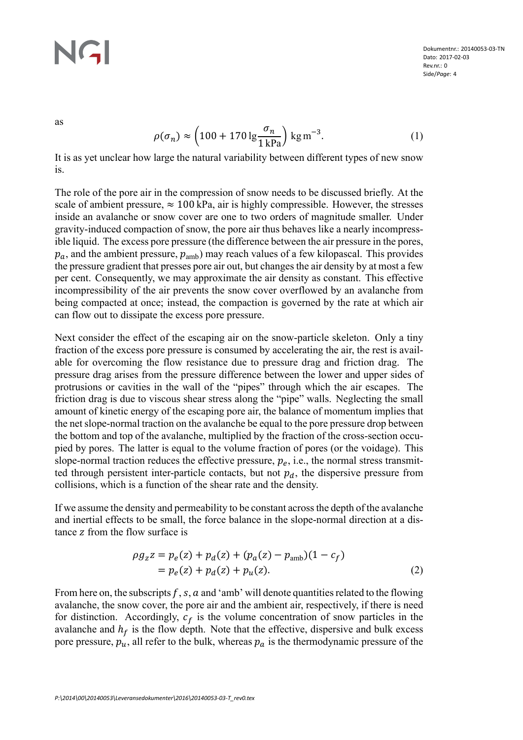as

$$\rho(\sigma_n) \approx \left(100 + 170 \lg \frac{\sigma_n}{1\,\mathrm{kPa}}\right) \mathrm{kg\,m^{-3}}. \tag{1}$$

It is as yet unclear how large the natural variability between different types of new snow is.

The role of the pore air in the compression of snow needs to be discussed briefly. At the scale of ambient pressure, $\approx 100\,\mathrm{kPa}$, air is highly compressible. However, the stresses inside an avalanche or snow cover are one to two orders of magnitude smaller. Under gravity-induced compaction of snow, the pore air thus behaves like a nearly incompressible liquid. The excess pore pressure (the difference between the air pressure in the pores, $p_a$, and the ambient pressure, $p_{\mathrm{amb}}$) may reach values of a few kilopascal. This provides the pressure gradient that presses pore air out, but changes the air density by at most a few per cent. Consequently, we may approximate the air density as constant. This effective incompressibility of the air prevents the snow cover overflowed by an avalanche from being compacted at once; instead, the compaction is governed by the rate at which air can flow out to dissipate the excess pore pressure.

Next consider the effect of the escaping air on the snow-particle skeleton. Only a tiny fraction of the excess pore pressure is consumed by accelerating the air, the rest is available for overcoming the flow resistance due to pressure drag and friction drag. The pressure drag arises from the pressure difference between the lower and upper sides of protrusions or cavities in the wall of the "pipes" through which the air escapes. The friction drag is due to viscous shear stress along the "pipe" walls. Neglecting the small amount of kinetic energy of the escaping pore air, the balance of momentum implies that the net slope-normal traction on the avalanche be equal to the pore pressure drop between the bottom and top of the avalanche, multiplied by the fraction of the cross-section occupied by pores. The latter is equal to the volume fraction of pores (or the voidage). This slope-normal traction reduces the effective pressure, $p_e$, i.e., the normal stress transmitted through persistent inter-particle contacts, but not $p_d$, the dispersive pressure from collisions, which is a function of the shear rate and the density.

If we assume the density and permeability to be constant across the depth of the avalanche and inertial effects to be small, the force balance in the slope-normal direction at a distance $z$ from the flow surface is

$$\begin{aligned}\rho g_z z &= p_e(z) + p_d(z) + (p_a(z) - p_{\mathrm{amb}})(1 - c_f)\\ &= p_e(z) + p_d(z) + p_u(z).\end{aligned} \tag{2}$$

From here on, the subscripts $f$, $s$, $a$ and 'amb' will denote quantities related to the flowing avalanche, the snow cover, the pore air and the ambient air, respectively, if there is need for distinction. Accordingly, $c_f$ is the volume concentration of snow particles in the avalanche and $h_f$ is the flow depth. Note that the effective, dispersive and bulk excess pore pressure, $p_u$, all refer to the bulk, whereas $p_a$ is the thermodynamic pressure of the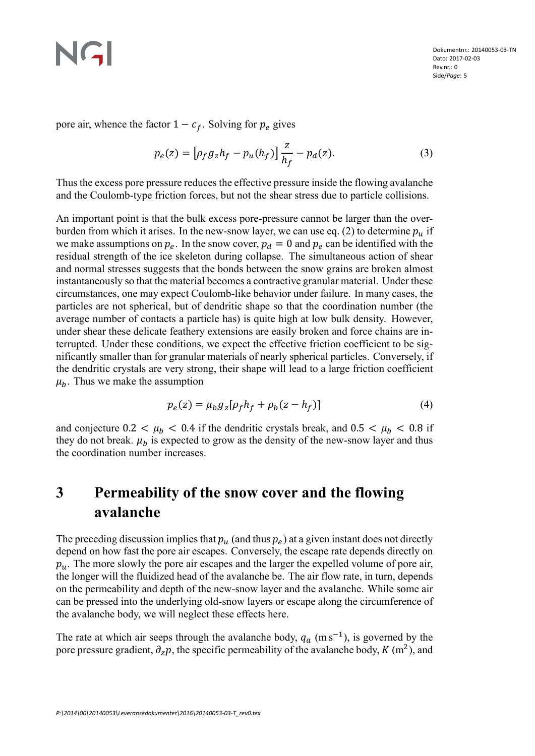pore air, whence the factor $1 - c_f$. Solving for $p_e$ gives

$$p_e(z) = \left[\rho_f g_z h_f - p_u(h_f)\right] \frac{z}{h_f} - p_d(z). \tag{3}$$

Thus the excess pore pressure reduces the effective pressure inside the flowing avalanche and the Coulomb-type friction forces, but not the shear stress due to particle collisions.

An important point is that the bulk excess pore-pressure cannot be larger than the overburden from which it arises. In the new-snow layer, we can use eq. (2) to determine $p_u$ if we make assumptions on $p_e$. In the snow cover, $p_d = 0$ and $p_e$ can be identified with the residual strength of the ice skeleton during collapse. The simultaneous action of shear and normal stresses suggests that the bonds between the snow grains are broken almost instantaneously so that the material becomes a contractive granular material. Under these circumstances, one may expect Coulomb-like behavior under failure. In many cases, the particles are not spherical, but of dendritic shape so that the coordination number (the average number of contacts a particle has) is quite high at low bulk density. However, under shear these delicate feathery extensions are easily broken and force chains are interrupted. Under these conditions, we expect the effective friction coefficient to be significantly smaller than for granular materials of nearly spherical particles. Conversely, if the dendritic crystals are very strong, their shape will lead to a large friction coefficient $\mu_b$. Thus we make the assumption

$$p_e(z) = \mu_b g_z [\rho_f h_f + \rho_b (z - h_f)] \tag{4}$$

and conjecture $0.2 < \mu_b < 0.4$ if the dendritic crystals break, and $0.5 < \mu_b < 0.8$ if they do not break. $\mu_b$ is expected to grow as the density of the new-snow layer and thus the coordination number increases.

# 3 Permeability of the snow cover and the flowing avalanche

The preceding discussion implies that $p_u$ (and thus $p_e$) at a given instant does not directly depend on how fast the pore air escapes. Conversely, the escape rate depends directly on $p_u$. The more slowly the pore air escapes and the larger the expelled volume of pore air, the longer will the fluidized head of the avalanche be. The air flow rate, in turn, depends on the permeability and depth of the new-snow layer and the avalanche. While some air can be pressed into the underlying old-snow layers or escape along the circumference of the avalanche body, we will neglect these effects here.

The rate at which air seeps through the avalanche body, $q_a$ ($\mathrm{m\,s^{-1}}$), is governed by the pore pressure gradient, $\partial_z p$, the specific permeability of the avalanche body, $K$ ($\mathrm{m^2}$), and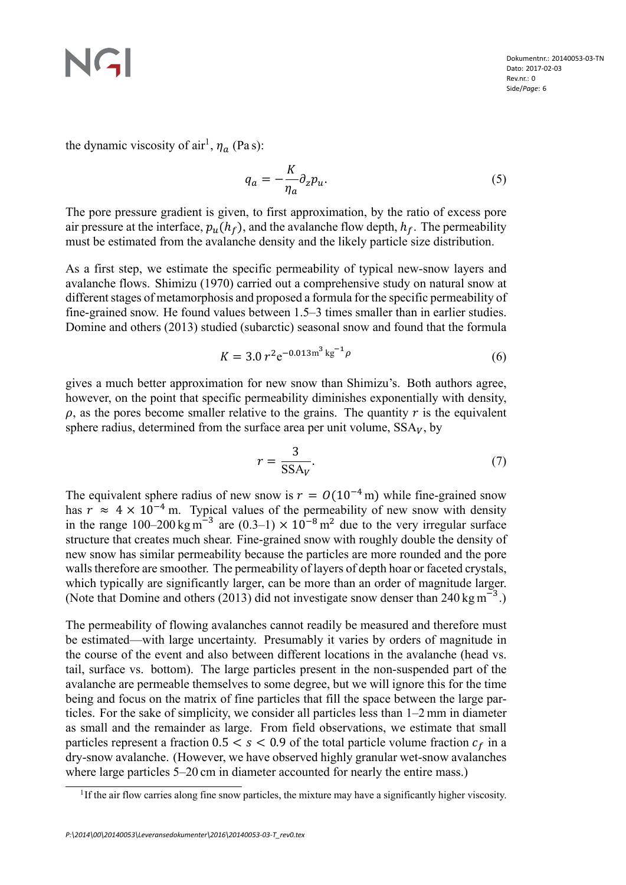the dynamic viscosity of air[1], $\eta_a$ (Pa s):

$$q_a = -\frac{K}{\eta_a}\partial_z p_u. \tag{5}$$

The pore pressure gradient is given, to first approximation, by the ratio of excess pore air pressure at the interface, $p_u(h_f)$, and the avalanche flow depth, $h_f$. The permeability must be estimated from the avalanche density and the likely particle size distribution.

As a first step, we estimate the specific permeability of typical new-snow layers and avalanche flows. Shimizu (1970) carried out a comprehensive study on natural snow at different stages of metamorphosis and proposed a formula for the specific permeability of fine-grained snow. He found values between 1.5–3 times smaller than in earlier studies. Domine and others (2013) studied (subarctic) seasonal snow and found that the formula

$$K = 3.0\, r^2 \mathrm{e}^{-0.013\,\mathrm{m}^3\,\mathrm{kg}^{-1}\rho} \tag{6}$$

gives a much better approximation for new snow than Shimizu's. Both authors agree, however, on the point that specific permeability diminishes exponentially with density, $\rho$, as the pores become smaller relative to the grains. The quantity $r$ is the equivalent sphere radius, determined from the surface area per unit volume, $\mathrm{SSA}_V$, by

$$r = \frac{3}{\mathrm{SSA}_V}. \tag{7}$$

The equivalent sphere radius of new snow is $r = O(10^{-4}\,\mathrm{m})$ while fine-grained snow has $r \approx 4 \times 10^{-4}\,\mathrm{m}$. Typical values of the permeability of new snow with density in the range 100–200 $\mathrm{kg\,m^{-3}}$ are $(0.3\text{–}1) \times 10^{-8}\,\mathrm{m}^2$ due to the very irregular surface structure that creates much shear. Fine-grained snow with roughly double the density of new snow has similar permeability because the particles are more rounded and the pore walls therefore are smoother. The permeability of layers of depth hoar or faceted crystals, which typically are significantly larger, can be more than an order of magnitude larger. (Note that Domine and others (2013) did not investigate snow denser than 240 $\mathrm{kg\,m^{-3}}$.)

The permeability of flowing avalanches cannot readily be measured and therefore must be estimated—with large uncertainty. Presumably it varies by orders of magnitude in the course of the event and also between different locations in the avalanche (head vs. tail, surface vs. bottom). The large particles present in the non-suspended part of the avalanche are permeable themselves to some degree, but we will ignore this for the time being and focus on the matrix of fine particles that fill the space between the large particles. For the sake of simplicity, we consider all particles less than 1–2 mm in diameter as small and the remainder as large. From field observations, we estimate that small particles represent a fraction $0.5 < s < 0.9$ of the total particle volume fraction $c_f$ in a dry-snow avalanche. (However, we have observed highly granular wet-snow avalanches where large particles 5–20 cm in diameter accounted for nearly the entire mass.)

[1] If the air flow carries along fine snow particles, the mixture may have a significantly higher viscosity.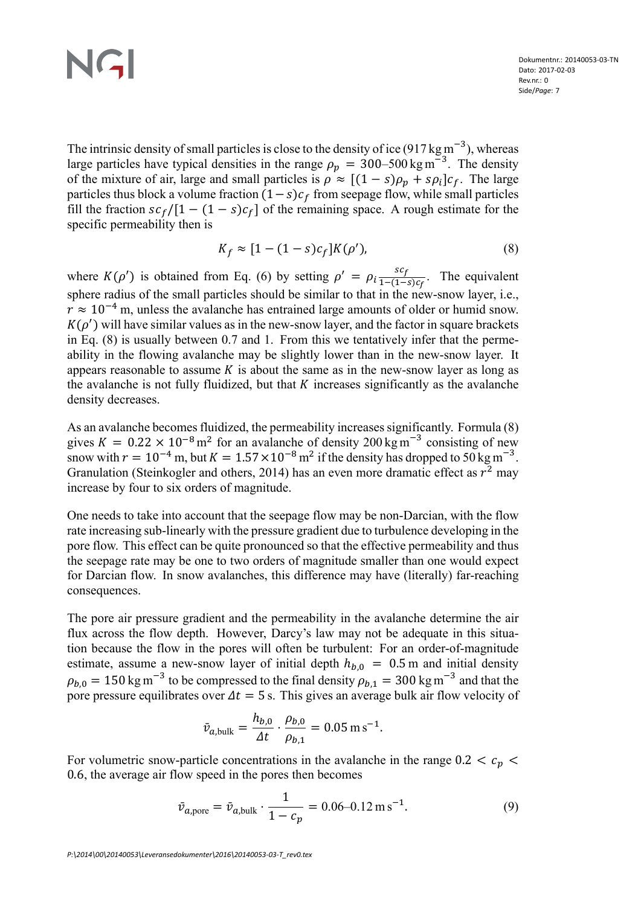The intrinsic density of small particles is close to the density of ice ($917\,\mathrm{kg\,m^{-3}}$), whereas large particles have typical densities in the range $\rho_p = 300$–$500\,\mathrm{kg\,m^{-3}}$. The density of the mixture of air, large and small particles is $\rho \approx [(1-s)\rho_p + s\rho_i]c_f$. The large particles thus block a volume fraction $(1-s)c_f$ from seepage flow, while small particles fill the fraction $sc_f/[1-(1-s)c_f]$ of the remaining space. A rough estimate for the specific permeability then is

$$K_f \approx [1-(1-s)c_f]K(\rho'), \tag{8}$$

where $K(\rho')$ is obtained from Eq. (6) by setting $\rho' = \rho_i \frac{sc_f}{1-(1-s)c_f}$. The equivalent sphere radius of the small particles should be similar to that in the new-snow layer, i.e., $r \approx 10^{-4}\,\mathrm{m}$, unless the avalanche has entrained large amounts of older or humid snow. $K(\rho')$ will have similar values as in the new-snow layer, and the factor in square brackets in Eq. (8) is usually between 0.7 and 1. From this we tentatively infer that the permeability in the flowing avalanche may be slightly lower than in the new-snow layer. It appears reasonable to assume $K$ is about the same as in the new-snow layer as long as the avalanche is not fully fluidized, but that $K$ increases significantly as the avalanche density decreases.

As an avalanche becomes fluidized, the permeability increases significantly. Formula (8) gives $K = 0.22 \times 10^{-8}\,\mathrm{m^2}$ for an avalanche of density $200\,\mathrm{kg\,m^{-3}}$ consisting of new snow with $r = 10^{-4}\,\mathrm{m}$, but $K = 1.57 \times 10^{-8}\,\mathrm{m^2}$ if the density has dropped to $50\,\mathrm{kg\,m^{-3}}$. Granulation (Steinkogler and others, 2014) has an even more dramatic effect as $r^2$ may increase by four to six orders of magnitude.

One needs to take into account that the seepage flow may be non-Darcian, with the flow rate increasing sub-linearly with the pressure gradient due to turbulence developing in the pore flow. This effect can be quite pronounced so that the effective permeability and thus the seepage rate may be one to two orders of magnitude smaller than one would expect for Darcian flow. In snow avalanches, this difference may have (literally) far-reaching consequences.

The pore air pressure gradient and the permeability in the avalanche determine the air flux across the flow depth. However, Darcy's law may not be adequate in this situation because the flow in the pores will often be turbulent: For an order-of-magnitude estimate, assume a new-snow layer of initial depth $h_{b,0} = 0.5\,\mathrm{m}$ and initial density $\rho_{b,0} = 150\,\mathrm{kg\,m^{-3}}$ to be compressed to the final density $\rho_{b,1} = 300\,\mathrm{kg\,m^{-3}}$ and that the pore pressure equilibrates over $\Delta t = 5\,\mathrm{s}$. This gives an average bulk air flow velocity of

$$\bar{v}_{a,\mathrm{bulk}} = \frac{h_{b,0}}{\Delta t} \cdot \frac{\rho_{b,0}}{\rho_{b,1}} = 0.05\,\mathrm{m\,s^{-1}}.$$

For volumetric snow-particle concentrations in the avalanche in the range $0.2 < c_p < 0.6$, the average air flow speed in the pores then becomes

$$\bar{v}_{a,\mathrm{pore}} = \bar{v}_{a,\mathrm{bulk}} \cdot \frac{1}{1-c_p} = 0.06\text{–}0.12\,\mathrm{m\,s^{-1}}. \tag{9}$$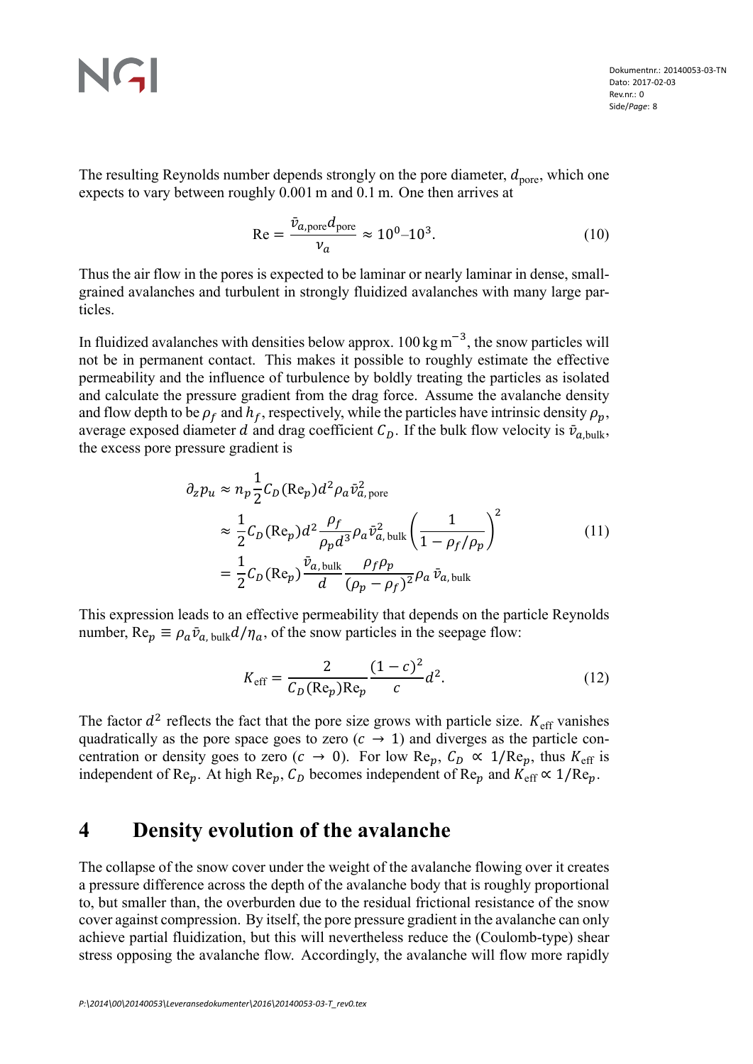The resulting Reynolds number depends strongly on the pore diameter, $d_{\text{pore}}$, which one expects to vary between roughly 0.001 m and 0.1 m. One then arrives at

$$\text{Re} = \frac{\bar{v}_{a,\text{pore}} d_{\text{pore}}}{\nu_a} \approx 10^0\text{–}10^3. \tag{10}$$

Thus the air flow in the pores is expected to be laminar or nearly laminar in dense, small-grained avalanches and turbulent in strongly fluidized avalanches with many large particles.

In fluidized avalanches with densities below approx. $100\,\text{kg}\,\text{m}^{-3}$, the snow particles will not be in permanent contact. This makes it possible to roughly estimate the effective permeability and the influence of turbulence by boldly treating the particles as isolated and calculate the pressure gradient from the drag force. Assume the avalanche density and flow depth to be $\rho_f$ and $h_f$, respectively, while the particles have intrinsic density $\rho_p$, average exposed diameter $d$ and drag coefficient $C_D$. If the bulk flow velocity is $\bar{v}_{a,\text{bulk}}$, the excess pore pressure gradient is

$$\begin{aligned}
\partial_z p_u &\approx n_p \frac{1}{2} C_D(\text{Re}_p) d^2 \rho_a \bar{v}_{a,\text{pore}}^2 \\
&\approx \frac{1}{2} C_D(\text{Re}_p) d^2 \frac{\rho_f}{\rho_p d^3} \rho_a \bar{v}_{a,\text{bulk}}^2 \left( \frac{1}{1 - \rho_f/\rho_p} \right)^2 \\
&= \frac{1}{2} C_D(\text{Re}_p) \frac{\bar{v}_{a,\text{bulk}}}{d} \frac{\rho_f \rho_p}{(\rho_p - \rho_f)^2} \rho_a \, \bar{v}_{a,\text{bulk}}
\end{aligned} \tag{11}$$

This expression leads to an effective permeability that depends on the particle Reynolds number, $\text{Re}_p \equiv \rho_a \bar{v}_{a,\text{bulk}} d/\eta_a$, of the snow particles in the seepage flow:

$$K_{\text{eff}} = \frac{2}{C_D(\text{Re}_p)\text{Re}_p} \frac{(1-c)^2}{c} d^2. \tag{12}$$

The factor $d^2$ reflects the fact that the pore size grows with particle size. $K_{\text{eff}}$ vanishes quadratically as the pore space goes to zero ($c \to 1$) and diverges as the particle concentration or density goes to zero ($c \to 0$). For low $\text{Re}_p$, $C_D \propto 1/\text{Re}_p$, thus $K_{\text{eff}}$ is independent of $\text{Re}_p$. At high $\text{Re}_p$, $C_D$ becomes independent of $\text{Re}_p$ and $K_{\text{eff}} \propto 1/\text{Re}_p$.

# 4 Density evolution of the avalanche

The collapse of the snow cover under the weight of the avalanche flowing over it creates a pressure difference across the depth of the avalanche body that is roughly proportional to, but smaller than, the overburden due to the residual frictional resistance of the snow cover against compression. By itself, the pore pressure gradient in the avalanche can only achieve partial fluidization, but this will nevertheless reduce the (Coulomb-type) shear stress opposing the avalanche flow. Accordingly, the avalanche will flow more rapidly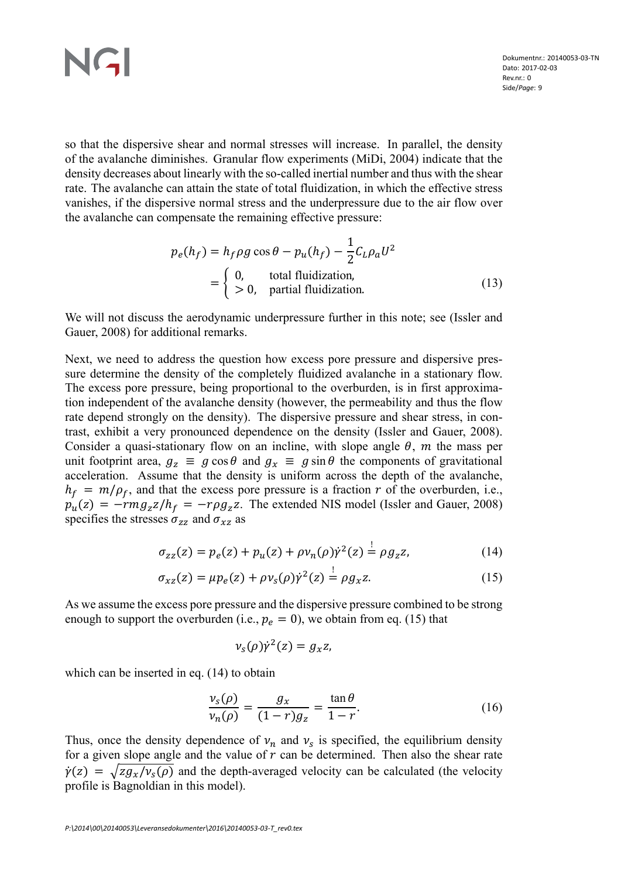so that the dispersive shear and normal stresses will increase. In parallel, the density of the avalanche diminishes. Granular flow experiments (MiDi, 2004) indicate that the density decreases about linearly with the so-called inertial number and thus with the shear rate. The avalanche can attain the state of total fluidization, in which the effective stress vanishes, if the dispersive normal stress and the underpressure due to the air flow over the avalanche can compensate the remaining effective pressure:

$$
\begin{aligned}
p_e(h_f) &= h_f \rho g \cos\theta - p_u(h_f) - \frac{1}{2} C_L \rho_a U^2 \\
&= \begin{cases} 0, & \text{total fluidization,} \\ > 0, & \text{partial fluidization.} \end{cases}
\end{aligned} \tag{13}
$$

We will not discuss the aerodynamic underpressure further in this note; see (Issler and Gauer, 2008) for additional remarks.

Next, we need to address the question how excess pore pressure and dispersive pressure determine the density of the completely fluidized avalanche in a stationary flow. The excess pore pressure, being proportional to the overburden, is in first approximation independent of the avalanche density (however, the permeability and thus the flow rate depend strongly on the density). The dispersive pressure and shear stress, in contrast, exhibit a very pronounced dependence on the density (Issler and Gauer, 2008). Consider a quasi-stationary flow on an incline, with slope angle $\theta$, $m$ the mass per unit footprint area, $g_z \equiv g \cos\theta$ and $g_x \equiv g \sin\theta$ the components of gravitational acceleration. Assume that the density is uniform across the depth of the avalanche, $h_f = m/\rho_f$, and that the excess pore pressure is a fraction $r$ of the overburden, i.e., $p_u(z) = -rmg_z z/h_f = -r\rho g_z z$. The extended NIS model (Issler and Gauer, 2008) specifies the stresses $\sigma_{zz}$ and $\sigma_{xz}$ as

$$
\sigma_{zz}(z) = p_e(z) + p_u(z) + \rho \nu_n(\rho) \dot{\gamma}^2(z) \stackrel{!}{=} \rho g_z z, \tag{14}
$$

$$
\sigma_{xz}(z) = \mu p_e(z) + \rho \nu_s(\rho) \dot{\gamma}^2(z) \stackrel{!}{=} \rho g_x z. \tag{15}
$$

As we assume the excess pore pressure and the dispersive pressure combined to be strong enough to support the overburden (i.e., $p_e = 0$), we obtain from eq. (15) that

$$
\nu_s(\rho) \dot{\gamma}^2(z) = g_x z,
$$

which can be inserted in eq. (14) to obtain

$$
\frac{\nu_s(\rho)}{\nu_n(\rho)} = \frac{g_x}{(1-r) g_z} = \frac{\tan\theta}{1-r}. \tag{16}
$$

Thus, once the density dependence of $\nu_n$ and $\nu_s$ is specified, the equilibrium density for a given slope angle and the value of $r$ can be determined. Then also the shear rate $\dot{\gamma}(z) = \sqrt{z g_x / \nu_s(\rho)}$ and the depth-averaged velocity can be calculated (the velocity profile is Bagnoldian in this model).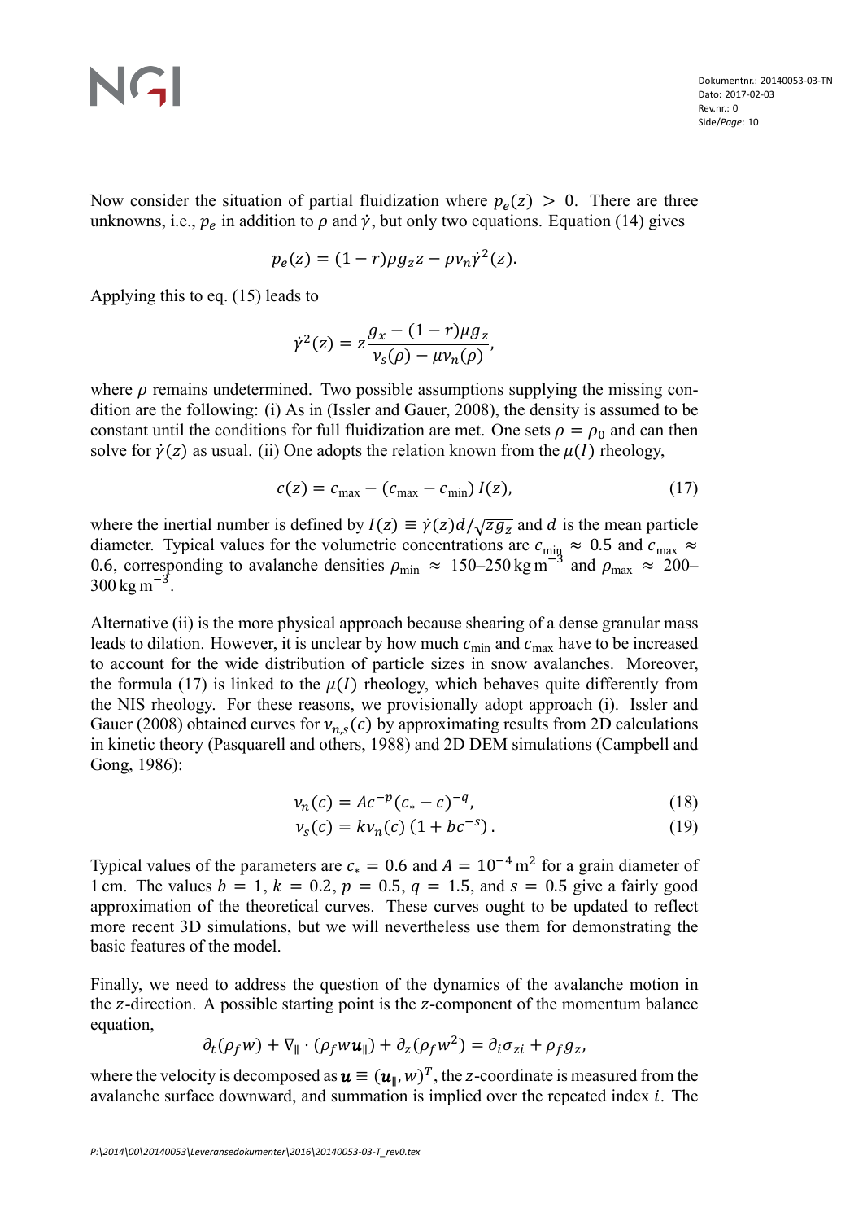Now consider the situation of partial fluidization where $p_e(z) > 0$. There are three unknowns, i.e., $p_e$ in addition to $\rho$ and $\dot{\gamma}$, but only two equations. Equation (14) gives

$$p_e(z) = (1 - r)\rho g_z z - \rho \nu_n \dot{\gamma}^2(z).$$

Applying this to eq. (15) leads to

$$\dot{\gamma}^2(z) = z \frac{g_x - (1 - r)\mu g_z}{\nu_s(\rho) - \mu \nu_n(\rho)},$$

where $\rho$ remains undetermined. Two possible assumptions supplying the missing condition are the following: (i) As in (Issler and Gauer, 2008), the density is assumed to be constant until the conditions for full fluidization are met. One sets $\rho = \rho_0$ and can then solve for $\dot{\gamma}(z)$ as usual. (ii) One adopts the relation known from the $\mu(I)$ rheology,

$$c(z) = c_{\max} - (c_{\max} - c_{\min})\, I(z), \tag{17}$$

where the inertial number is defined by $I(z) \equiv \dot{\gamma}(z) d / \sqrt{z g_z}$ and $d$ is the mean particle diameter. Typical values for the volumetric concentrations are $c_{\min} \approx 0.5$ and $c_{\max} \approx 0.6$, corresponding to avalanche densities $\rho_{\min} \approx 150$–$250\,\mathrm{kg\,m^{-3}}$ and $\rho_{\max} \approx 200$–$300\,\mathrm{kg\,m^{-3}}$.

Alternative (ii) is the more physical approach because shearing of a dense granular mass leads to dilation. However, it is unclear by how much $c_{\min}$ and $c_{\max}$ have to be increased to account for the wide distribution of particle sizes in snow avalanches. Moreover, the formula (17) is linked to the $\mu(I)$ rheology, which behaves quite differently from the NIS rheology. For these reasons, we provisionally adopt approach (i). Issler and Gauer (2008) obtained curves for $\nu_{n,s}(c)$ by approximating results from 2D calculations in kinetic theory (Pasquarell and others, 1988) and 2D DEM simulations (Campbell and Gong, 1986):

$$\nu_n(c) = A c^{-p} (c_* - c)^{-q}, \tag{18}$$

$$\nu_s(c) = k \nu_n(c) \left(1 + b c^{-s}\right). \tag{19}$$

Typical values of the parameters are $c_* = 0.6$ and $A = 10^{-4}\,\mathrm{m}^2$ for a grain diameter of 1 cm. The values $b = 1$, $k = 0.2$, $p = 0.5$, $q = 1.5$, and $s = 0.5$ give a fairly good approximation of the theoretical curves. These curves ought to be updated to reflect more recent 3D simulations, but we will nevertheless use them for demonstrating the basic features of the model.

Finally, we need to address the question of the dynamics of the avalanche motion in the $z$-direction. A possible starting point is the $z$-component of the momentum balance equation,

$$\partial_t(\rho_f w) + \nabla_{\|} \cdot (\rho_f w \boldsymbol{u}_{\|}) + \partial_z(\rho_f w^2) = \partial_i \sigma_{zi} + \rho_f g_z,$$

where the velocity is decomposed as $\boldsymbol{u} \equiv (\boldsymbol{u}_{\|}, w)^T$, the $z$-coordinate is measured from the avalanche surface downward, and summation is implied over the repeated index $i$. The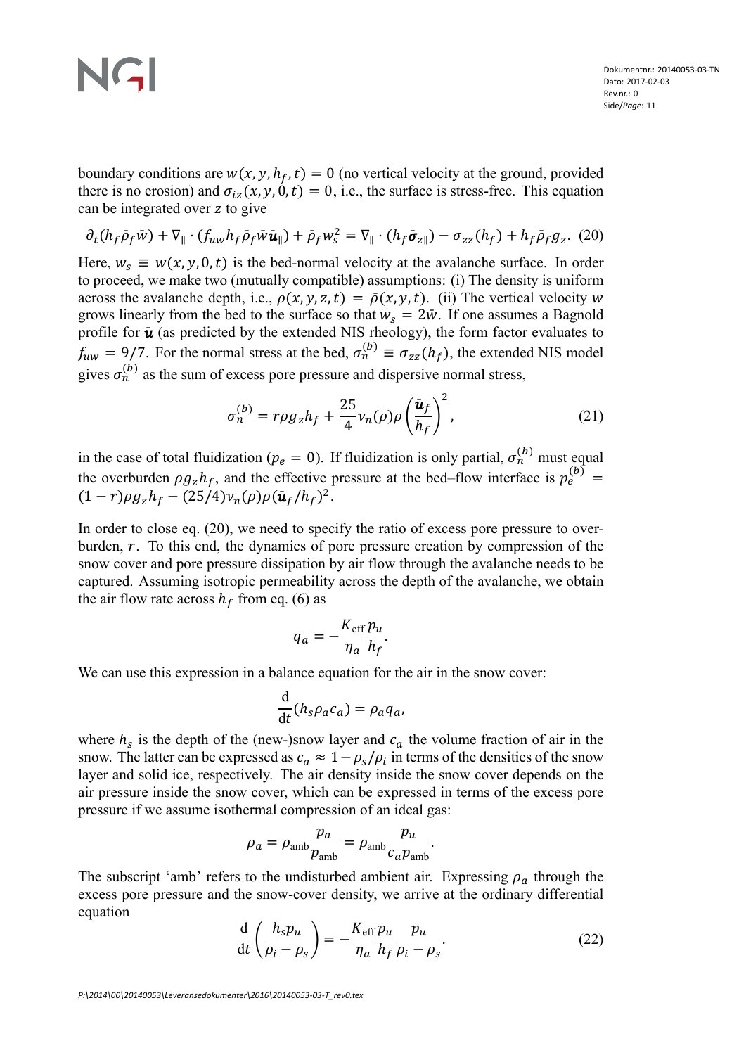boundary conditions are $w(x, y, h_f, t) = 0$ (no vertical velocity at the ground, provided there is no erosion) and $\sigma_{iz}(x, y, 0, t) = 0$, i.e., the surface is stress-free. This equation can be integrated over $z$ to give

$$\partial_t(h_f \bar{\rho}_f \bar{w}) + \nabla_\parallel \cdot (f_{uw} h_f \bar{\rho}_f \bar{w} \bar{\boldsymbol{u}}_\parallel) + \bar{\rho}_f w_s^2 = \nabla_\parallel \cdot (h_f \bar{\boldsymbol{\sigma}}_{z\parallel}) - \sigma_{zz}(h_f) + h_f \bar{\rho}_f g_z. \quad (20)$$

Here, $w_s \equiv w(x, y, 0, t)$ is the bed-normal velocity at the avalanche surface. In order to proceed, we make two (mutually compatible) assumptions: (i) The density is uniform across the avalanche depth, i.e., $\rho(x, y, z, t) = \bar{\rho}(x, y, t)$. (ii) The vertical velocity $w$ grows linearly from the bed to the surface so that $w_s = 2\bar{w}$. If one assumes a Bagnold profile for $\bar{\boldsymbol{u}}$ (as predicted by the extended NIS rheology), the form factor evaluates to $f_{uw} = 9/7$. For the normal stress at the bed, $\sigma_n^{(b)} \equiv \sigma_{zz}(h_f)$, the extended NIS model gives $\sigma_n^{(b)}$ as the sum of excess pore pressure and dispersive normal stress,

$$\sigma_n^{(b)} = r\rho g_z h_f + \frac{25}{4} \nu_n(\rho) \rho \left( \frac{\bar{\boldsymbol{u}}_f}{h_f} \right)^2, \quad (21)$$

in the case of total fluidization ($p_e = 0$). If fluidization is only partial, $\sigma_n^{(b)}$ must equal the overburden $\rho g_z h_f$, and the effective pressure at the bed–flow interface is $p_e^{(b)} = (1 - r)\rho g_z h_f - (25/4)\nu_n(\rho)\rho(\bar{\boldsymbol{u}}_f / h_f)^2$.

In order to close eq. (20), we need to specify the ratio of excess pore pressure to overburden, $r$. To this end, the dynamics of pore pressure creation by compression of the snow cover and pore pressure dissipation by air flow through the avalanche needs to be captured. Assuming isotropic permeability across the depth of the avalanche, we obtain the air flow rate across $h_f$ from eq. (6) as

$$q_a = -\frac{K_{\text{eff}}}{\eta_a} \frac{p_u}{h_f}.$$

We can use this expression in a balance equation for the air in the snow cover:

$$\frac{\mathrm{d}}{\mathrm{d}t}(h_s \rho_a c_a) = \rho_a q_a,$$

where $h_s$ is the depth of the (new-)snow layer and $c_a$ the volume fraction of air in the snow. The latter can be expressed as $c_a \approx 1 - \rho_s/\rho_i$ in terms of the densities of the snow layer and solid ice, respectively. The air density inside the snow cover depends on the air pressure inside the snow cover, which can be expressed in terms of the excess pore pressure if we assume isothermal compression of an ideal gas:

$$\rho_a = \rho_{\text{amb}} \frac{p_a}{p_{\text{amb}}} = \rho_{\text{amb}} \frac{p_u}{c_a p_{\text{amb}}}.$$

The subscript 'amb' refers to the undisturbed ambient air. Expressing $\rho_a$ through the excess pore pressure and the snow-cover density, we arrive at the ordinary differential equation

$$\frac{\mathrm{d}}{\mathrm{d}t} \left( \frac{h_s p_u}{\rho_i - \rho_s} \right) = -\frac{K_{\text{eff}}}{\eta_a} \frac{p_u}{h_f} \frac{p_u}{\rho_i - \rho_s}. \quad (22)$$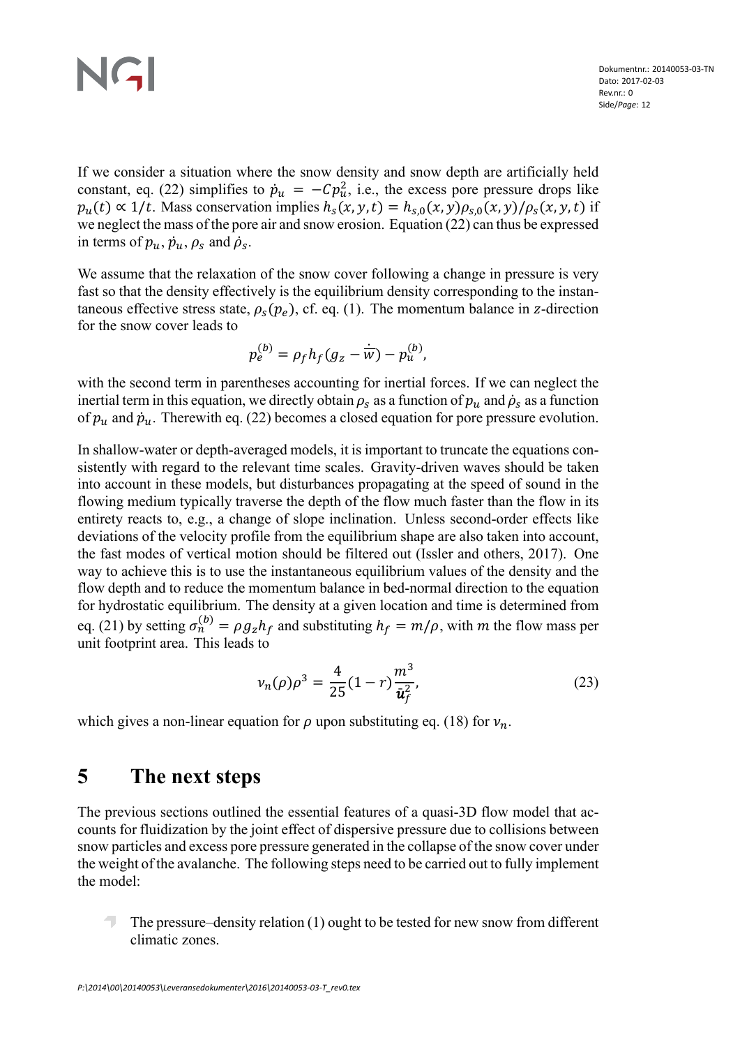If we consider a situation where the snow density and snow depth are artificially held constant, eq. (22) simplifies to $\dot{p}_u = -Cp_u^2$, i.e., the excess pore pressure drops like $p_u(t) \propto 1/t$. Mass conservation implies $h_s(x,y,t) = h_{s,0}(x,y)\rho_{s,0}(x,y)/\rho_s(x,y,t)$ if we neglect the mass of the pore air and snow erosion. Equation (22) can thus be expressed in terms of $p_u$, $\dot{p}_u$, $\rho_s$ and $\dot{\rho}_s$.

We assume that the relaxation of the snow cover following a change in pressure is very fast so that the density effectively is the equilibrium density corresponding to the instantaneous effective stress state, $\rho_s(p_e)$, cf. eq. (1). The momentum balance in $z$-direction for the snow cover leads to

$$p_e^{(b)} = \rho_f h_f (g_z - \dot{\bar{w}}) - p_u^{(b)},$$

with the second term in parentheses accounting for inertial forces. If we can neglect the inertial term in this equation, we directly obtain $\rho_s$ as a function of $p_u$ and $\dot{\rho}_s$ as a function of $p_u$ and $\dot{p}_u$. Therewith eq. (22) becomes a closed equation for pore pressure evolution.

In shallow-water or depth-averaged models, it is important to truncate the equations consistently with regard to the relevant time scales. Gravity-driven waves should be taken into account in these models, but disturbances propagating at the speed of sound in the flowing medium typically traverse the depth of the flow much faster than the flow in its entirety reacts to, e.g., a change of slope inclination. Unless second-order effects like deviations of the velocity profile from the equilibrium shape are also taken into account, the fast modes of vertical motion should be filtered out (Issler and others, 2017). One way to achieve this is to use the instantaneous equilibrium values of the density and the flow depth and to reduce the momentum balance in bed-normal direction to the equation for hydrostatic equilibrium. The density at a given location and time is determined from eq. (21) by setting $\sigma_n^{(b)} = \rho g_z h_f$ and substituting $h_f = m/\rho$, with $m$ the flow mass per unit footprint area. This leads to

$$\nu_n(\rho)\rho^3 = \frac{4}{25}(1-r)\frac{m^3}{\bar{\mathbf{u}}_f^2}, \tag{23}$$

which gives a non-linear equation for $\rho$ upon substituting eq. (18) for $\nu_n$.

# 5 The next steps

The previous sections outlined the essential features of a quasi-3D flow model that accounts for fluidization by the joint effect of dispersive pressure due to collisions between snow particles and excess pore pressure generated in the collapse of the snow cover under the weight of the avalanche. The following steps need to be carried out to fully implement the model:

- The pressure–density relation (1) ought to be tested for new snow from different climatic zones.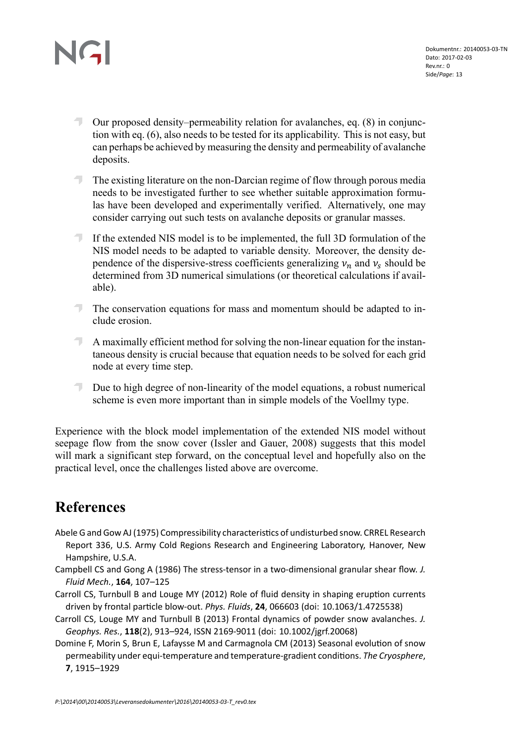- Our proposed density–permeability relation for avalanches, eq. (8) in conjunction with eq. (6), also needs to be tested for its applicability. This is not easy, but can perhaps be achieved by measuring the density and permeability of avalanche deposits.
- The existing literature on the non-Darcian regime of flow through porous media needs to be investigated further to see whether suitable approximation formulas have been developed and experimentally verified. Alternatively, one may consider carrying out such tests on avalanche deposits or granular masses.
- If the extended NIS model is to be implemented, the full 3D formulation of the NIS model needs to be adapted to variable density. Moreover, the density dependence of the dispersive-stress coefficients generalizing $\nu_n$ and $\nu_s$ should be determined from 3D numerical simulations (or theoretical calculations if available).
- The conservation equations for mass and momentum should be adapted to include erosion.
- A maximally efficient method for solving the non-linear equation for the instantaneous density is crucial because that equation needs to be solved for each grid node at every time step.
- Due to high degree of non-linearity of the model equations, a robust numerical scheme is even more important than in simple models of the Voellmy type.

Experience with the block model implementation of the extended NIS model without seepage flow from the snow cover (Issler and Gauer, 2008) suggests that this model will mark a significant step forward, on the conceptual level and hopefully also on the practical level, once the challenges listed above are overcome.

# References

Abele G and Gow AJ (1975) Compressibility characteristics of undisturbed snow. CRREL Research Report 336, U.S. Army Cold Regions Research and Engineering Laboratory, Hanover, New Hampshire, U.S.A.

Campbell CS and Gong A (1986) The stress-tensor in a two-dimensional granular shear flow. *J. Fluid Mech.*, **164**, 107–125

Carroll CS, Turnbull B and Louge MY (2012) Role of fluid density in shaping eruption currents driven by frontal particle blow-out. *Phys. Fluids*, **24**, 066603 (doi: 10.1063/1.4725538)

Carroll CS, Louge MY and Turnbull B (2013) Frontal dynamics of powder snow avalanches. *J. Geophys. Res.*, **118**(2), 913–924, ISSN 2169-9011 (doi: 10.1002/jgrf.20068)

Domine F, Morin S, Brun E, Lafaysse M and Carmagnola CM (2013) Seasonal evolution of snow permeability under equi-temperature and temperature-gradient conditions. *The Cryosphere*, **7**, 1915–1929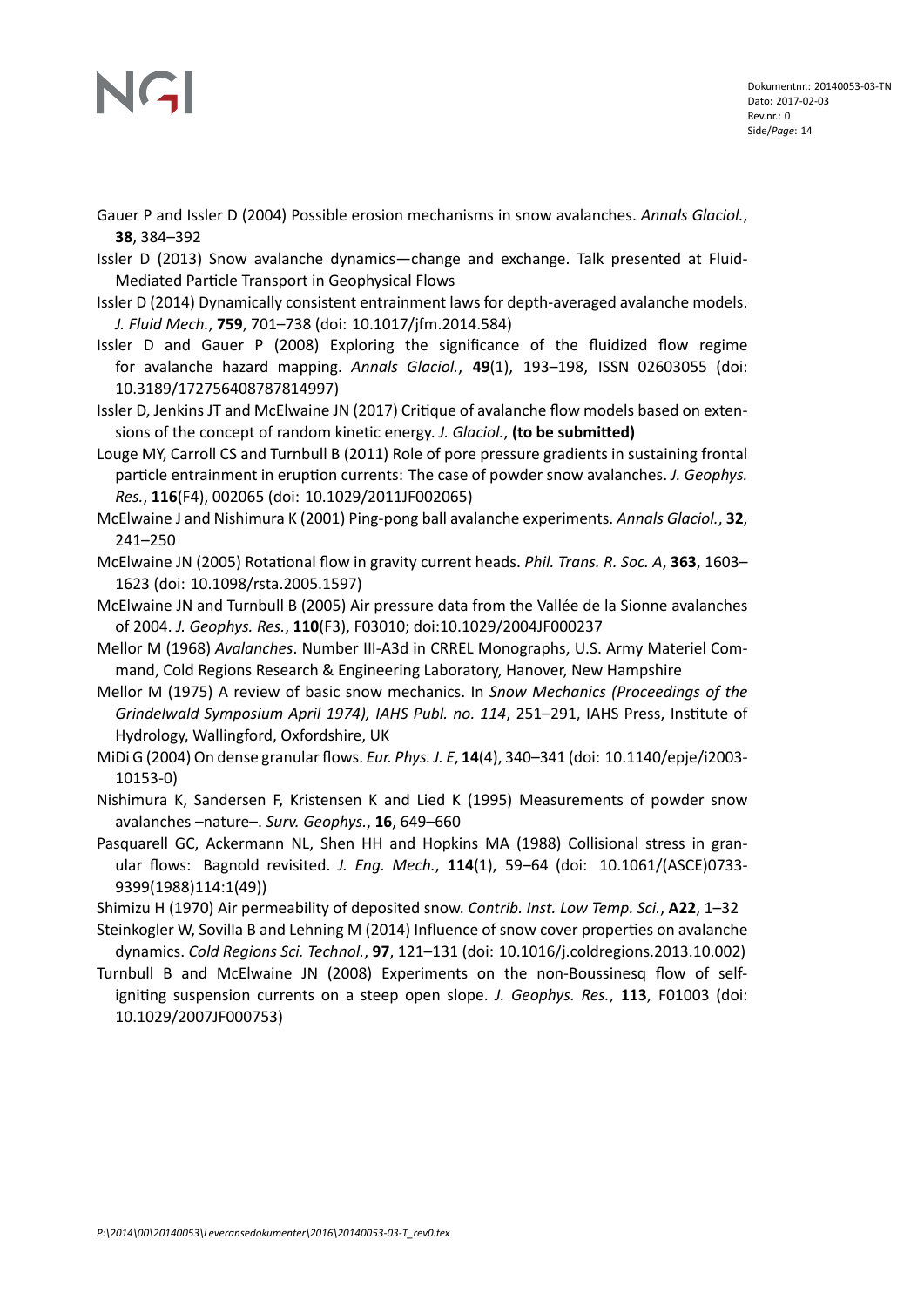Gauer P and Issler D (2004) Possible erosion mechanisms in snow avalanches. *Annals Glaciol.*, **38**, 384–392

Issler D (2013) Snow avalanche dynamics—change and exchange. Talk presented at Fluid-Mediated Particle Transport in Geophysical Flows

Issler D (2014) Dynamically consistent entrainment laws for depth-averaged avalanche models. *J. Fluid Mech.*, **759**, 701–738 (doi: 10.1017/jfm.2014.584)

Issler D and Gauer P (2008) Exploring the significance of the fluidized flow regime for avalanche hazard mapping. *Annals Glaciol.*, **49**(1), 193–198, ISSN 02603055 (doi: 10.3189/172756408787814997)

Issler D, Jenkins JT and McElwaine JN (2017) Critique of avalanche flow models based on extensions of the concept of random kinetic energy. *J. Glaciol.*, **(to be submitted)**

Louge MY, Carroll CS and Turnbull B (2011) Role of pore pressure gradients in sustaining frontal particle entrainment in eruption currents: The case of powder snow avalanches. *J. Geophys. Res.*, **116**(F4), 002065 (doi: 10.1029/2011JF002065)

McElwaine J and Nishimura K (2001) Ping-pong ball avalanche experiments. *Annals Glaciol.*, **32**, 241–250

McElwaine JN (2005) Rotational flow in gravity current heads. *Phil. Trans. R. Soc. A*, **363**, 1603–1623 (doi: 10.1098/rsta.2005.1597)

McElwaine JN and Turnbull B (2005) Air pressure data from the Vallée de la Sionne avalanches of 2004. *J. Geophys. Res.*, **110**(F3), F03010; doi:10.1029/2004JF000237

Mellor M (1968) *Avalanches*. Number III-A3d in CRREL Monographs, U.S. Army Materiel Command, Cold Regions Research & Engineering Laboratory, Hanover, New Hampshire

Mellor M (1975) A review of basic snow mechanics. In *Snow Mechanics (Proceedings of the Grindelwald Symposium April 1974), IAHS Publ. no. 114*, 251–291, IAHS Press, Institute of Hydrology, Wallingford, Oxfordshire, UK

MiDi G (2004) On dense granular flows. *Eur. Phys. J. E*, **14**(4), 340–341 (doi: 10.1140/epje/i2003-10153-0)

Nishimura K, Sandersen F, Kristensen K and Lied K (1995) Measurements of powder snow avalanches –nature–. *Surv. Geophys.*, **16**, 649–660

Pasquarell GC, Ackermann NL, Shen HH and Hopkins MA (1988) Collisional stress in granular flows: Bagnold revisited. *J. Eng. Mech.*, **114**(1), 59–64 (doi: 10.1061/(ASCE)0733-9399(1988)114:1(49))

Shimizu H (1970) Air permeability of deposited snow. *Contrib. Inst. Low Temp. Sci.*, **A22**, 1–32

Steinkogler W, Sovilla B and Lehning M (2014) Influence of snow cover properties on avalanche dynamics. *Cold Regions Sci. Technol.*, **97**, 121–131 (doi: 10.1016/j.coldregions.2013.10.002)

Turnbull B and McElwaine JN (2008) Experiments on the non-Boussinesq flow of self-igniting suspension currents on a steep open slope. *J. Geophys. Res.*, **113**, F01003 (doi: 10.1029/2007JF000753)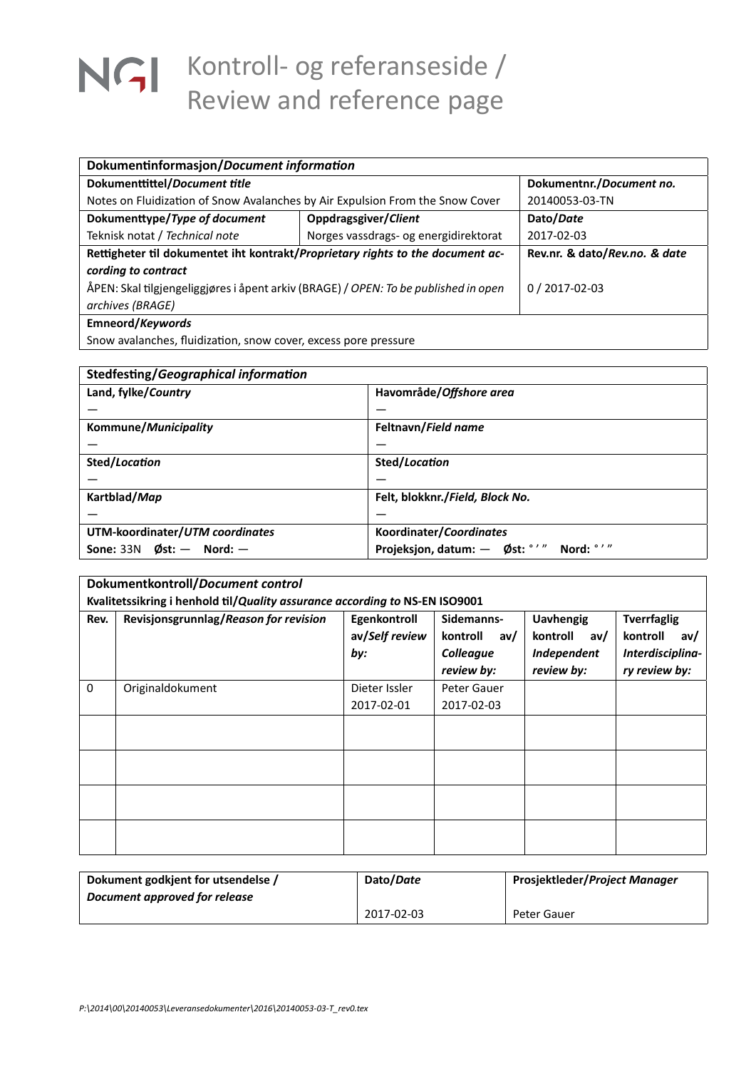# NGI Kontroll- og referanseside / Review and reference page

| **Dokumentinformasjon/*Document information*** | | |
|---|---|---|
| **Dokumenttittel/*Document title*** | | **Dokumentnr./*Document no.*** |
| Notes on Fluidization of Snow Avalanches by Air Expulsion From the Snow Cover | | 20140053-03-TN |
| **Dokumenttype/*Type of document*** | **Oppdragsgiver/*Client*** | **Dato/*Date*** |
| Teknisk notat / *Technical note* | Norges vassdrags- og energidirektorat | 2017-02-03 |
| **Rettigheter til dokumentet iht kontrakt/*Proprietary rights to the document according to contract*** | | **Rev.nr. & dato/*Rev.no. & date*** |
| ÅPEN: Skal tilgjengeliggjøres i åpent arkiv (BRAGE) / *OPEN: To be published in open archives (BRAGE)* | | 0 / 2017-02-03 |
| **Emneord/*Keywords*** | | |
| Snow avalanches, fluidization, snow cover, excess pore pressure | | |

| **Stedfesting/*Geographical information*** | |
|---|---|
| **Land, fylke/*Country*** | **Havområde/*Offshore area*** |
| — | — |
| **Kommune/*Municipality*** | **Feltnavn/*Field name*** |
| — | — |
| **Sted/*Location*** | **Sted/*Location*** |
| — | — |
| **Kartblad/*Map*** | **Felt, blokknr./*Field, Block No.*** |
| — | — |
| **UTM-koordinater/*UTM coordinates*** | **Koordinater/*Coordinates*** |
| **Sone:** 33N **Øst:** — **Nord:** — | **Projeksjon, datum:** — **Øst:** ° ′ ″ **Nord:** ° ′ ″ |

**Dokumentkontroll/*Document control***

**Kvalitetssikring i henhold til/*Quality assurance according to* NS-EN ISO9001**

| **Rev.** | **Revisjonsgrunnlag/*Reason for revision*** | **Egenkontroll av/*Self review by:*** | **Sidemanns-kontroll av/ *Colleague review by:*** | **Uavhengig kontroll av/ *Independent review by:*** | **Tverrfaglig kontroll av/ *Interdisciplinary review by:*** |
|---|---|---|---|---|---|
| 0 | Originaldokument | Dieter Issler 2017-02-01 | Peter Gauer 2017-02-03 | | |
| | | | | | |
| | | | | | |
| | | | | | |
| | | | | | |

| **Dokument godkjent for utsendelse / *Document approved for release*** | **Dato/*Date*** | **Prosjektleder/*Project Manager*** |
|---|---|---|
| | 2017-02-03 | Peter Gauer |

*P:\2014\00\20140053\Leveransedokumenter\2016\20140053-03-T_rev0.tex*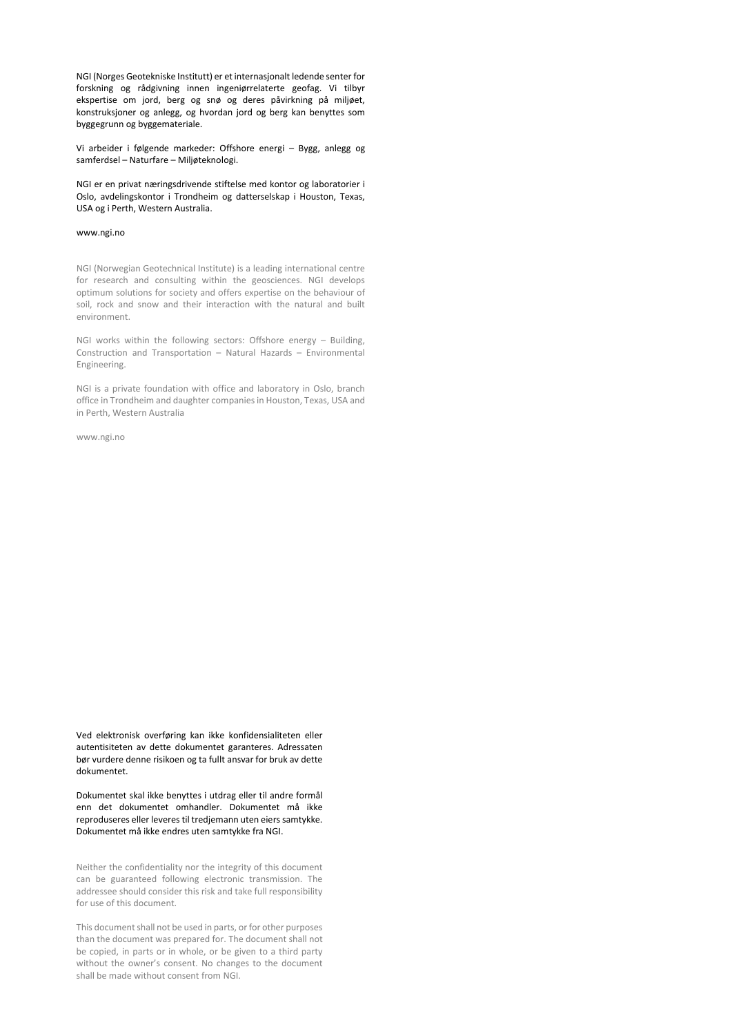NGI (Norges Geotekniske Institutt) er et internasjonalt ledende senter for forskning og rådgivning innen ingeniørrelaterte geofag. Vi tilbyr ekspertise om jord, berg og snø og deres påvirkning på miljøet, konstruksjoner og anlegg, og hvordan jord og berg kan benyttes som byggegrunn og byggemateriale.

Vi arbeider i følgende markeder: Offshore energi – Bygg, anlegg og samferdsel – Naturfare – Miljøteknologi.

NGI er en privat næringsdrivende stiftelse med kontor og laboratorier i Oslo, avdelingskontor i Trondheim og datterselskap i Houston, Texas, USA og i Perth, Western Australia.

www.ngi.no

NGI (Norwegian Geotechnical Institute) is a leading international centre for research and consulting within the geosciences. NGI develops optimum solutions for society and offers expertise on the behaviour of soil, rock and snow and their interaction with the natural and built environment.

NGI works within the following sectors: Offshore energy – Building, Construction and Transportation – Natural Hazards – Environmental Engineering.

NGI is a private foundation with office and laboratory in Oslo, branch office in Trondheim and daughter companies in Houston, Texas, USA and in Perth, Western Australia

www.ngi.no

Ved elektronisk overføring kan ikke konfidensialiteten eller autentisiteten av dette dokumentet garanteres. Adressaten bør vurdere denne risikoen og ta fullt ansvar for bruk av dette dokumentet.

Dokumentet skal ikke benyttes i utdrag eller til andre formål enn det dokumentet omhandler. Dokumentet må ikke reproduseres eller leveres til tredjemann uten eiers samtykke. Dokumentet må ikke endres uten samtykke fra NGI.

Neither the confidentiality nor the integrity of this document can be guaranteed following electronic transmission. The addressee should consider this risk and take full responsibility for use of this document.

This document shall not be used in parts, or for other purposes than the document was prepared for. The document shall not be copied, in parts or in whole, or be given to a third party without the owner's consent. No changes to the document shall be made without consent from NGI.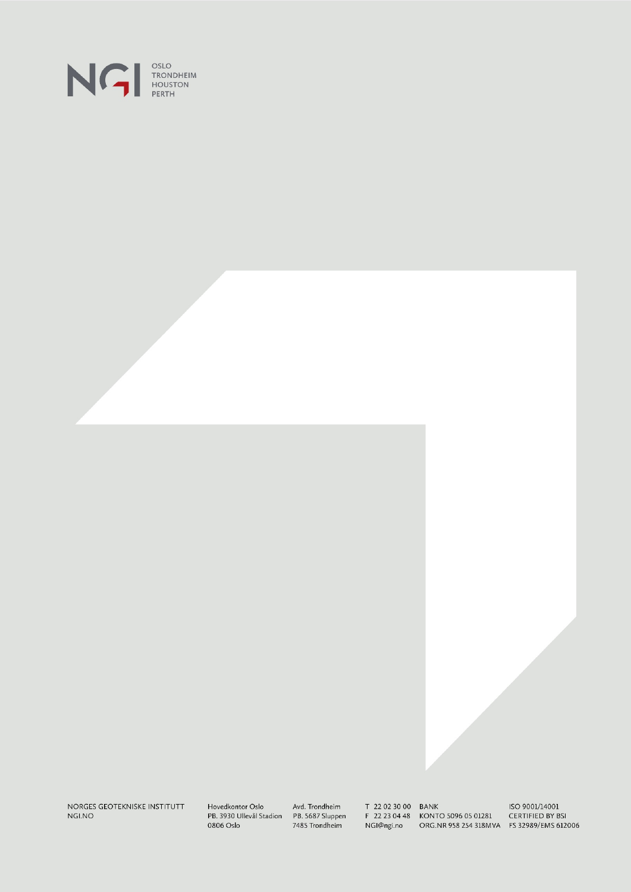NGI

OSLO
TRONDHEIM
HOUSTON
PERTH

NORGES GEOTEKNISKE INSTITUTT
NGI.NO

Hovedkontor Oslo
PB. 3930 Ullevål Stadion
0806 Oslo

Avd. Trondheim
PB. 5687 Sluppen
7485 Trondheim

T 22 02 30 00
F 22 23 04 48
NGI@ngi.no

BANK
KONTO 5096 05 01281
ORG.NR 958 254 318MVA

ISO 9001/14001
CERTIFIED BY BSI
FS 32989/EMS 612006